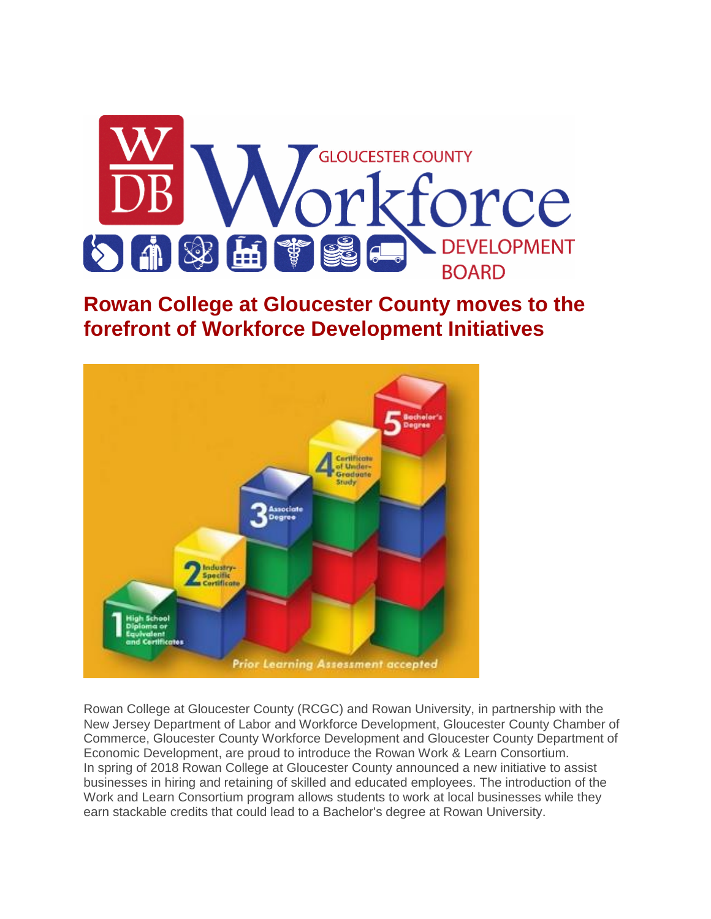# Rowan College at Gloucester County moves to the forefront of Workforce Development Initiatives

Rowan College at Gloucester County (RCGC) and Rowan University, in partnership with the New Jersey Department of Labor and Workforce Development, Gloucester County Chamber of Commerce, Gloucester County Workforce Development and Gloucester County Department of Economic Development, are proud to introduce the Rowan Work & Learn Consortium.

In spring of 2018 Rowan College at Gloucester County announced a new initiative to assist businesses in hiring and retaining of skilled and educated employees. The introduction of the Work and Learn Consortium program allows students to work at local businesses while they earn stackable credits that could lead to a Bachelor's degree at Rowan University.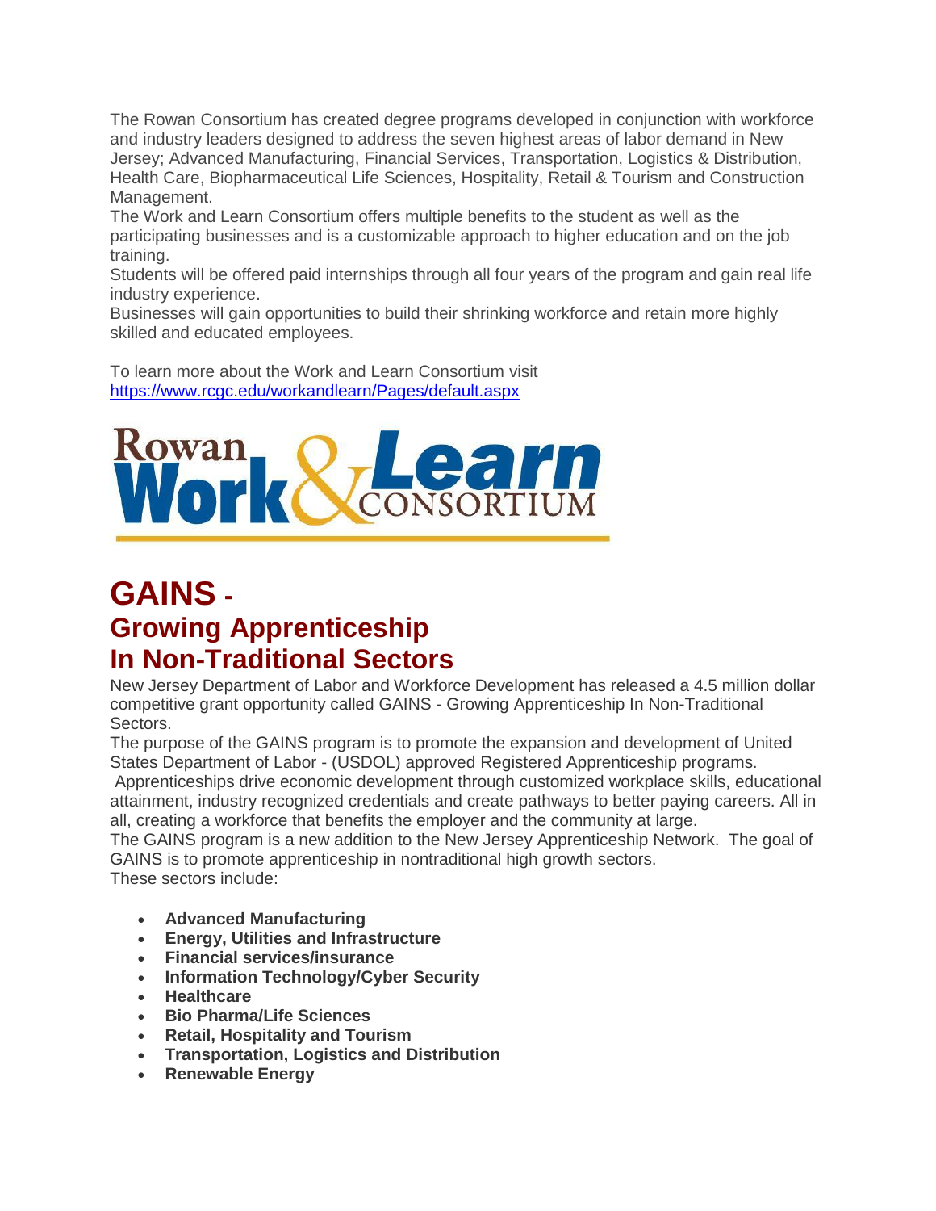The Rowan Consortium has created degree programs developed in conjunction with workforce and industry leaders designed to address the seven highest areas of labor demand in New Jersey; Advanced Manufacturing, Financial Services, Transportation, Logistics & Distribution, Health Care, Biopharmaceutical Life Sciences, Hospitality, Retail & Tourism and Construction Management.

The Work and Learn Consortium offers multiple benefits to the student as well as the participating businesses and is a customizable approach to higher education and on the job training.

Students will be offered paid internships through all four years of the program and gain real life industry experience.

Businesses will gain opportunities to build their shrinking workforce and retain more highly skilled and educated employees.

To learn more about the Work and Learn Consortium visit
[https://www.rcgc.edu/workandlearn/Pages/default.aspx](https://www.rcgc.edu/workandlearn/Pages/default.aspx)

Rowan Work & Learn CONSORTIUM

# GAINS - 
## Growing Apprenticeship In Non-Traditional Sectors

New Jersey Department of Labor and Workforce Development has released a 4.5 million dollar competitive grant opportunity called GAINS - Growing Apprenticeship In Non-Traditional Sectors.

The purpose of the GAINS program is to promote the expansion and development of United States Department of Labor - (USDOL) approved Registered Apprenticeship programs.

Apprenticeships drive economic development through customized workplace skills, educational attainment, industry recognized credentials and create pathways to better paying careers. All in all, creating a workforce that benefits the employer and the community at large.

The GAINS program is a new addition to the New Jersey Apprenticeship Network. The goal of GAINS is to promote apprenticeship in nontraditional high growth sectors.

These sectors include:

- **Advanced Manufacturing**
- **Energy, Utilities and Infrastructure**
- **Financial services/insurance**
- **Information Technology/Cyber Security**
- **Healthcare**
- **Bio Pharma/Life Sciences**
- **Retail, Hospitality and Tourism**
- **Transportation, Logistics and Distribution**
- **Renewable Energy**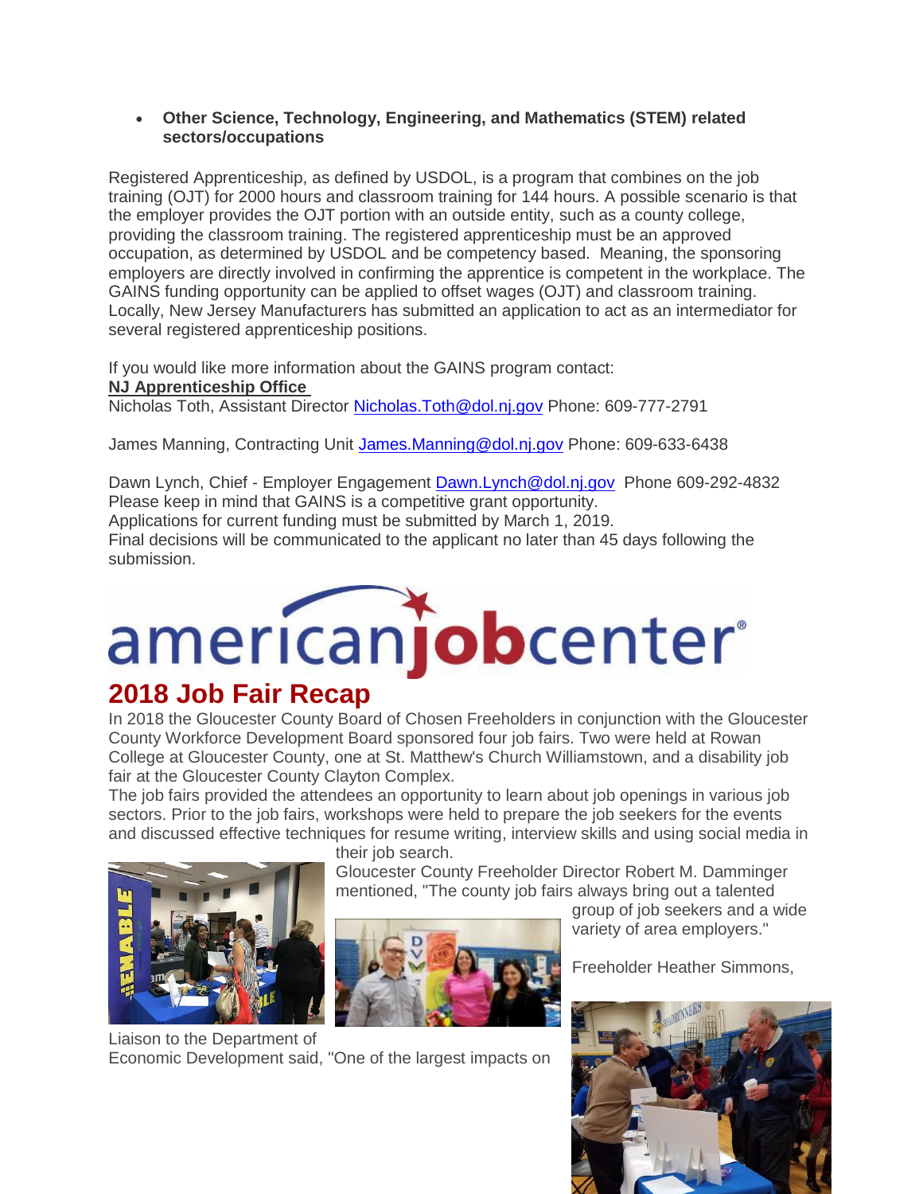- **Other Science, Technology, Engineering, and Mathematics (STEM) related sectors/occupations**

Registered Apprenticeship, as defined by USDOL, is a program that combines on the job training (OJT) for 2000 hours and classroom training for 144 hours. A possible scenario is that the employer provides the OJT portion with an outside entity, such as a county college, providing the classroom training. The registered apprenticeship must be an approved occupation, as determined by USDOL and be competency based. Meaning, the sponsoring employers are directly involved in confirming the apprentice is competent in the workplace. The GAINS funding opportunity can be applied to offset wages (OJT) and classroom training. Locally, New Jersey Manufacturers has submitted an application to act as an intermediator for several registered apprenticeship positions.

If you would like more information about the GAINS program contact:
**NJ Apprenticeship Office**
Nicholas Toth, Assistant Director Nicholas.Toth@dol.nj.gov Phone: 609-777-2791

James Manning, Contracting Unit James.Manning@dol.nj.gov Phone: 609-633-6438

Dawn Lynch, Chief - Employer Engagement Dawn.Lynch@dol.nj.gov Phone 609-292-4832
Please keep in mind that GAINS is a competitive grant opportunity.
Applications for current funding must be submitted by March 1, 2019.
Final decisions will be communicated to the applicant no later than 45 days following the submission.

americanjobcenter®

## 2018 Job Fair Recap

In 2018 the Gloucester County Board of Chosen Freeholders in conjunction with the Gloucester County Workforce Development Board sponsored four job fairs. Two were held at Rowan College at Gloucester County, one at St. Matthew's Church Williamstown, and a disability job fair at the Gloucester County Clayton Complex.

The job fairs provided the attendees an opportunity to learn about job openings in various job sectors. Prior to the job fairs, workshops were held to prepare the job seekers for the events and discussed effective techniques for resume writing, interview skills and using social media in their job search.

Gloucester County Freeholder Director Robert M. Damminger mentioned, "The county job fairs always bring out a talented group of job seekers and a wide variety of area employers."

Freeholder Heather Simmons, Liaison to the Department of Economic Development said, "One of the largest impacts on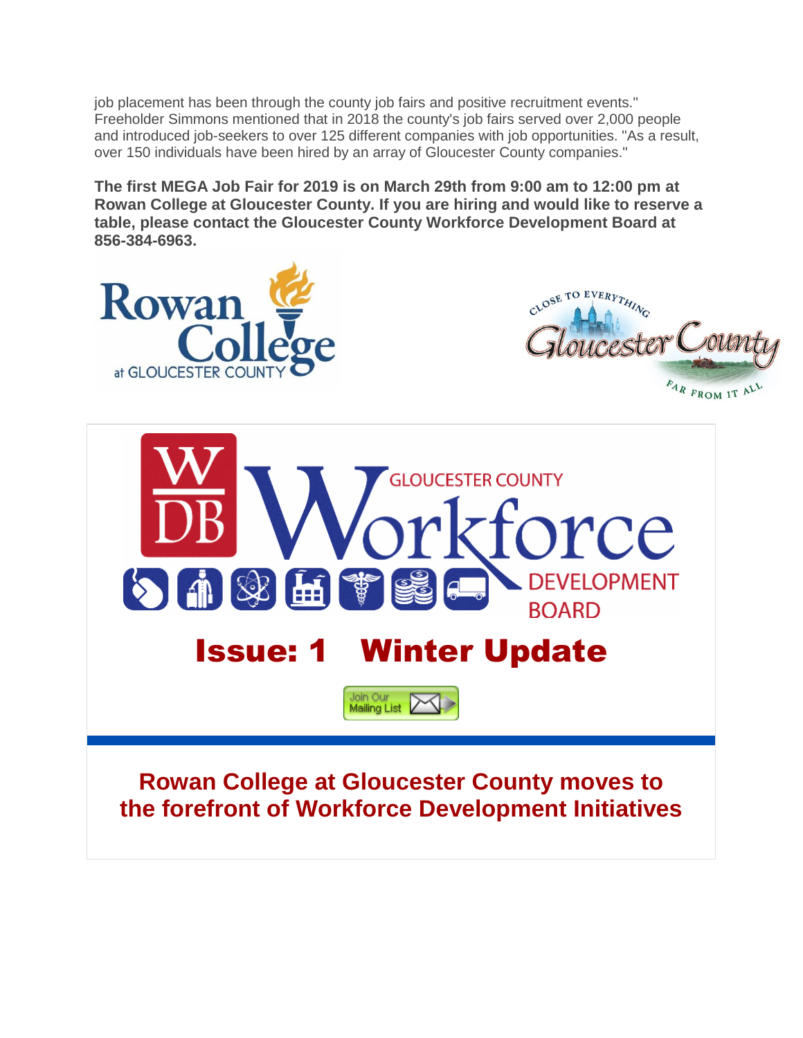job placement has been through the county job fairs and positive recruitment events." Freeholder Simmons mentioned that in 2018 the county's job fairs served over 2,000 people and introduced job-seekers to over 125 different companies with job opportunities. "As a result, over 150 individuals have been hired by an array of Gloucester County companies."

**The first MEGA Job Fair for 2019 is on March 29th from 9:00 am to 12:00 pm at Rowan College at Gloucester County. If you are hiring and would like to reserve a table, please contact the Gloucester County Workforce Development Board at 856-384-6963.**

# Issue: 1 Winter Update

## Rowan College at Gloucester County moves to the forefront of Workforce Development Initiatives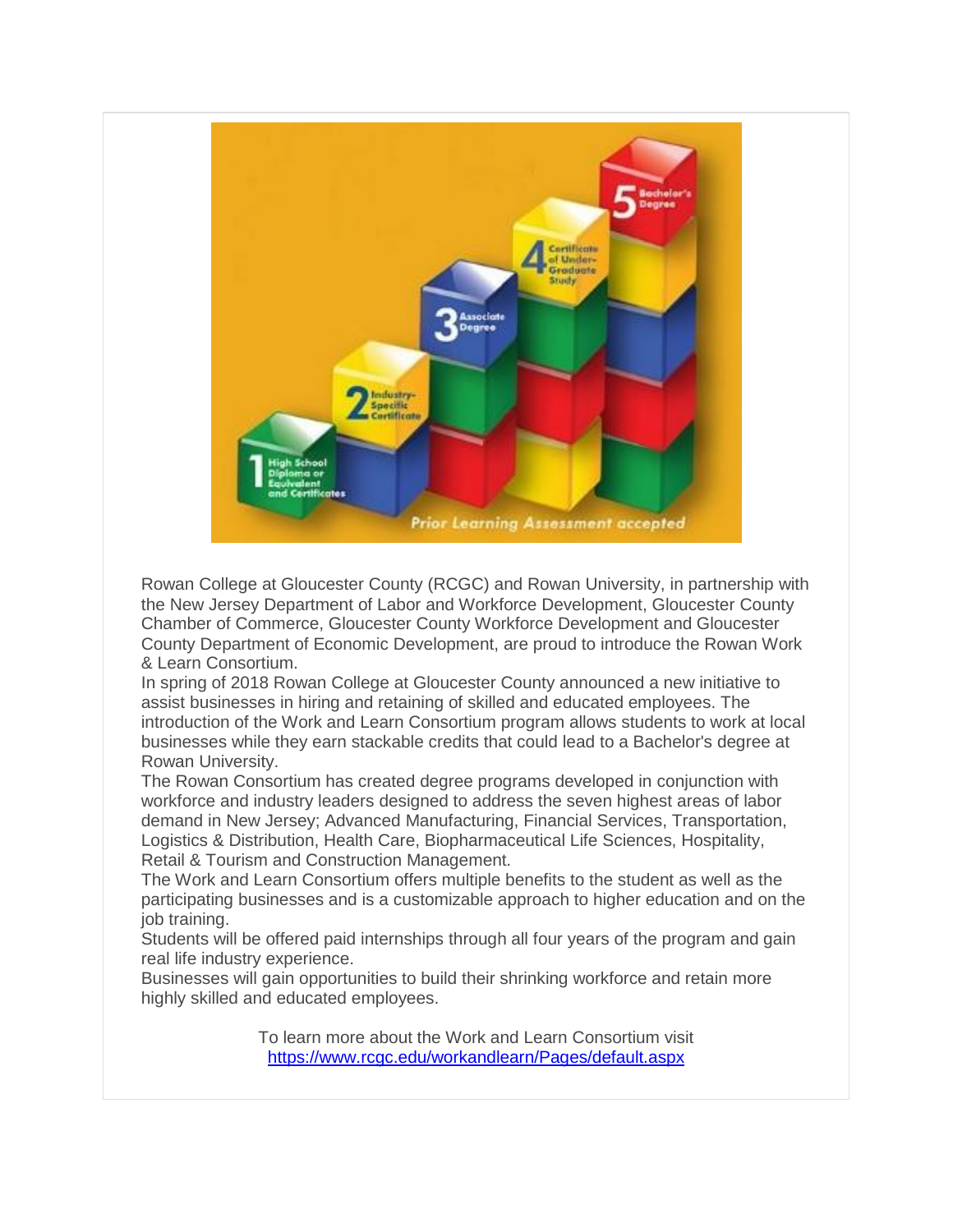Rowan College at Gloucester County (RCGC) and Rowan University, in partnership with the New Jersey Department of Labor and Workforce Development, Gloucester County Chamber of Commerce, Gloucester County Workforce Development and Gloucester County Department of Economic Development, are proud to introduce the Rowan Work & Learn Consortium.

In spring of 2018 Rowan College at Gloucester County announced a new initiative to assist businesses in hiring and retaining of skilled and educated employees. The introduction of the Work and Learn Consortium program allows students to work at local businesses while they earn stackable credits that could lead to a Bachelor's degree at Rowan University.

The Rowan Consortium has created degree programs developed in conjunction with workforce and industry leaders designed to address the seven highest areas of labor demand in New Jersey; Advanced Manufacturing, Financial Services, Transportation, Logistics & Distribution, Health Care, Biopharmaceutical Life Sciences, Hospitality, Retail & Tourism and Construction Management.

The Work and Learn Consortium offers multiple benefits to the student as well as the participating businesses and is a customizable approach to higher education and on the job training.

Students will be offered paid internships through all four years of the program and gain real life industry experience.

Businesses will gain opportunities to build their shrinking workforce and retain more highly skilled and educated employees.

To learn more about the Work and Learn Consortium visit https://www.rcgc.edu/workandlearn/Pages/default.aspx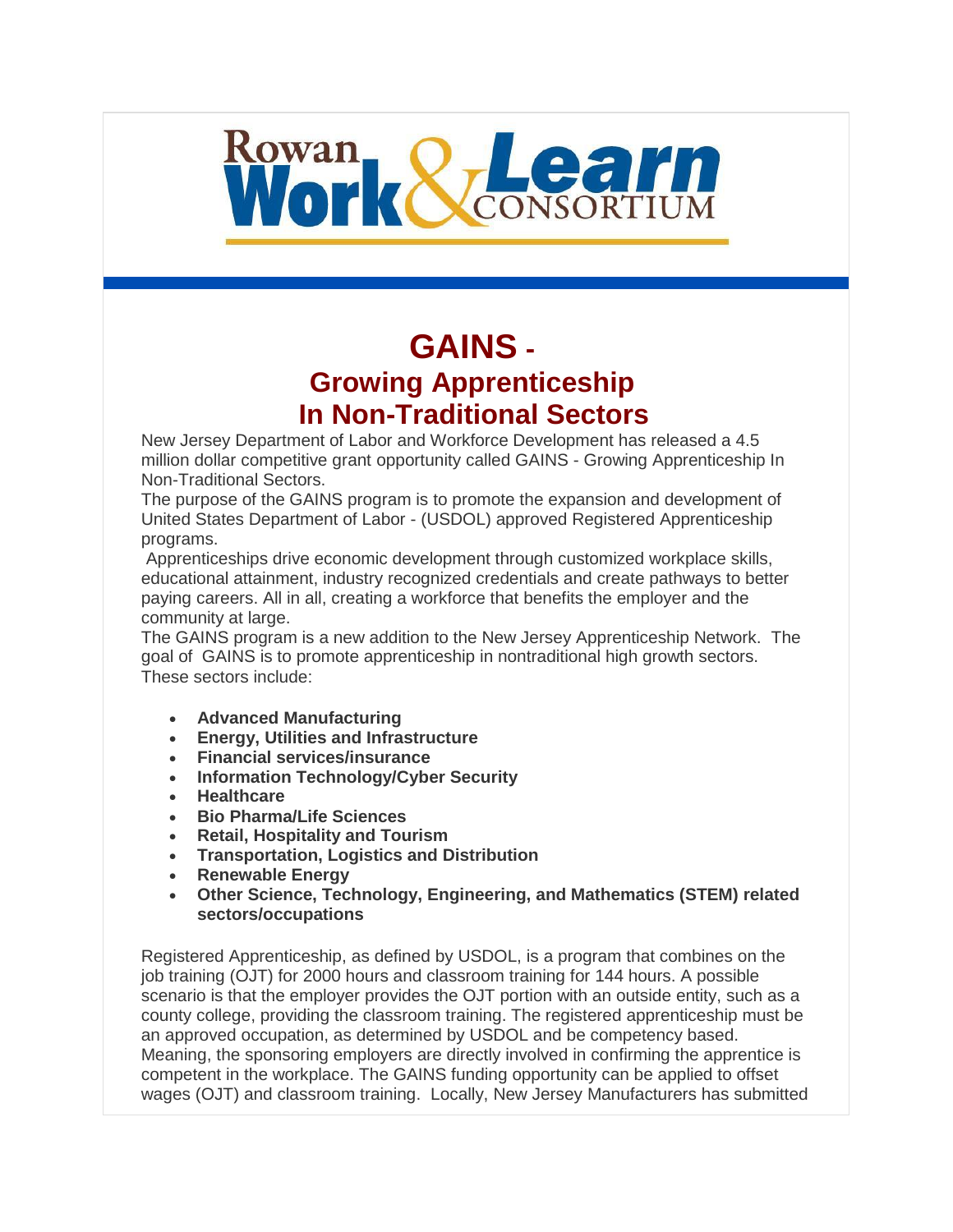Rowan Work & Learn Consortium

# GAINS -

## Growing Apprenticeship In Non-Traditional Sectors

New Jersey Department of Labor and Workforce Development has released a 4.5 million dollar competitive grant opportunity called GAINS - Growing Apprenticeship In Non-Traditional Sectors.

The purpose of the GAINS program is to promote the expansion and development of United States Department of Labor - (USDOL) approved Registered Apprenticeship programs.

Apprenticeships drive economic development through customized workplace skills, educational attainment, industry recognized credentials and create pathways to better paying careers. All in all, creating a workforce that benefits the employer and the community at large.

The GAINS program is a new addition to the New Jersey Apprenticeship Network. The goal of GAINS is to promote apprenticeship in nontraditional high growth sectors. These sectors include:

- **Advanced Manufacturing**
- **Energy, Utilities and Infrastructure**
- **Financial services/insurance**
- **Information Technology/Cyber Security**
- **Healthcare**
- **Bio Pharma/Life Sciences**
- **Retail, Hospitality and Tourism**
- **Transportation, Logistics and Distribution**
- **Renewable Energy**
- **Other Science, Technology, Engineering, and Mathematics (STEM) related sectors/occupations**

Registered Apprenticeship, as defined by USDOL, is a program that combines on the job training (OJT) for 2000 hours and classroom training for 144 hours. A possible scenario is that the employer provides the OJT portion with an outside entity, such as a county college, providing the classroom training. The registered apprenticeship must be an approved occupation, as determined by USDOL and be competency based. Meaning, the sponsoring employers are directly involved in confirming the apprentice is competent in the workplace. The GAINS funding opportunity can be applied to offset wages (OJT) and classroom training. Locally, New Jersey Manufacturers has submitted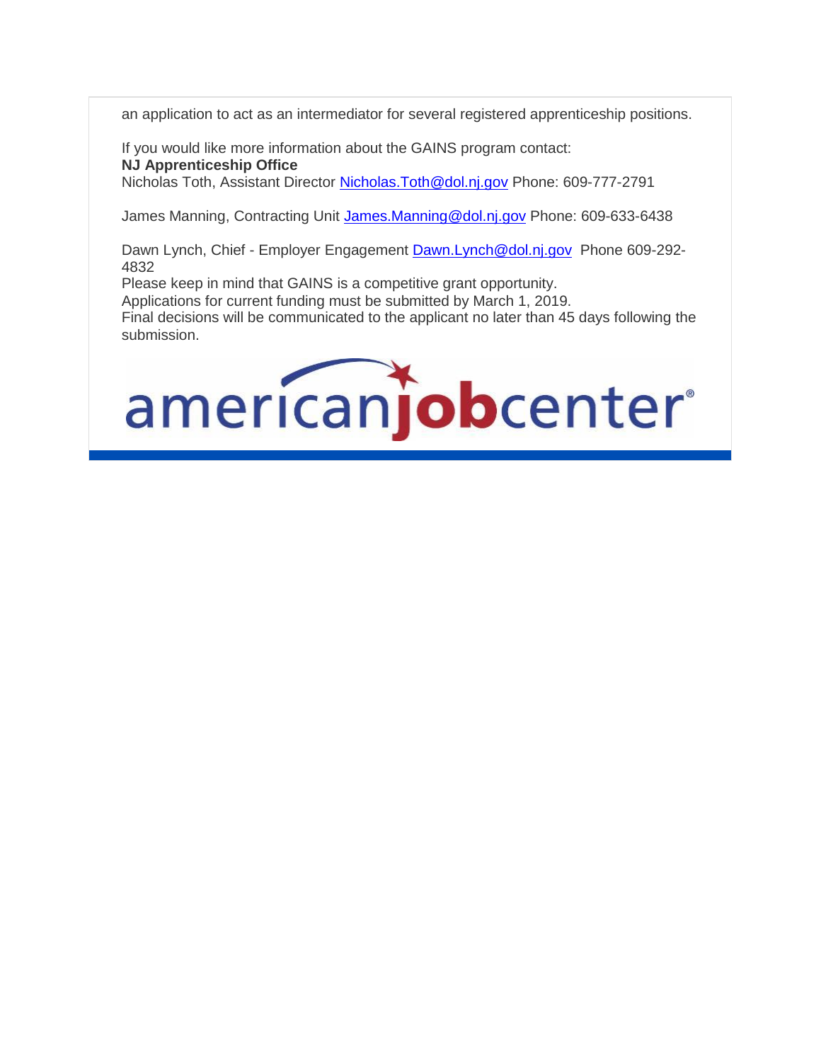an application to act as an intermediator for several registered apprenticeship positions.

If you would like more information about the GAINS program contact:
**NJ Apprenticeship Office**
Nicholas Toth, Assistant Director Nicholas.Toth@dol.nj.gov Phone: 609-777-2791

James Manning, Contracting Unit James.Manning@dol.nj.gov Phone: 609-633-6438

Dawn Lynch, Chief - Employer Engagement Dawn.Lynch@dol.nj.gov Phone 609-292-4832
Please keep in mind that GAINS is a competitive grant opportunity.
Applications for current funding must be submitted by March 1, 2019.
Final decisions will be communicated to the applicant no later than 45 days following the submission.

americanjobcenter®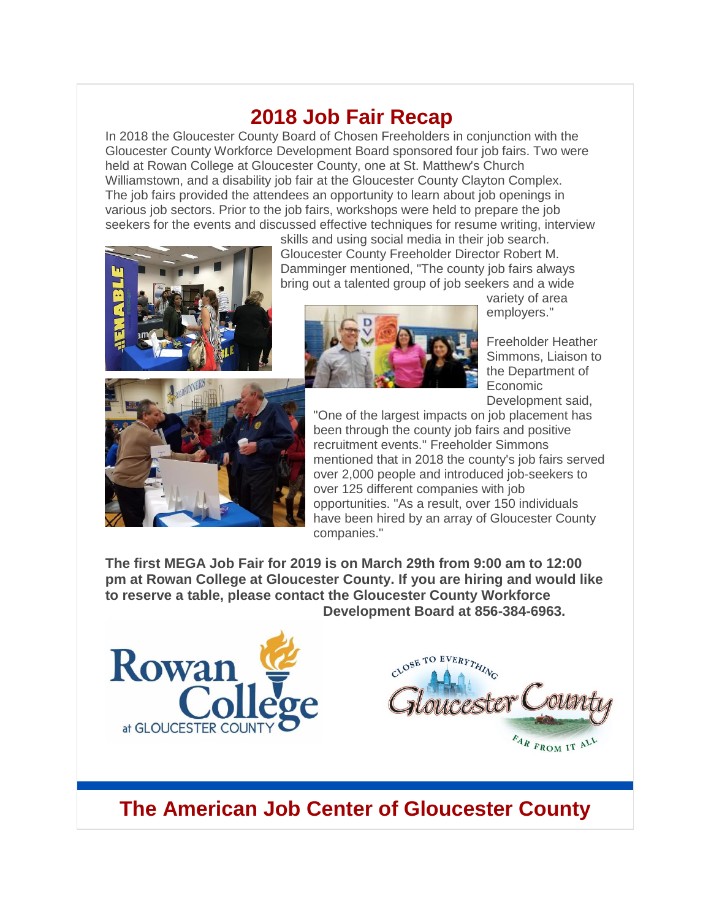# 2018 Job Fair Recap

In 2018 the Gloucester County Board of Chosen Freeholders in conjunction with the Gloucester County Workforce Development Board sponsored four job fairs. Two were held at Rowan College at Gloucester County, one at St. Matthew's Church Williamstown, and a disability job fair at the Gloucester County Clayton Complex. The job fairs provided the attendees an opportunity to learn about job openings in various job sectors. Prior to the job fairs, workshops were held to prepare the job seekers for the events and discussed effective techniques for resume writing, interview skills and using social media in their job search. Gloucester County Freeholder Director Robert M. Damminger mentioned, "The county job fairs always bring out a talented group of job seekers and a wide variety of area employers."

Freeholder Heather Simmons, Liaison to the Department of Economic Development said, "One of the largest impacts on job placement has been through the county job fairs and positive recruitment events." Freeholder Simmons mentioned that in 2018 the county's job fairs served over 2,000 people and introduced job-seekers to over 125 different companies with job opportunities. "As a result, over 150 individuals have been hired by an array of Gloucester County companies."

**The first MEGA Job Fair for 2019 is on March 29th from 9:00 am to 12:00 pm at Rowan College at Gloucester County. If you are hiring and would like to reserve a table, please contact the Gloucester County Workforce Development Board at 856-384-6963.**

## The American Job Center of Gloucester County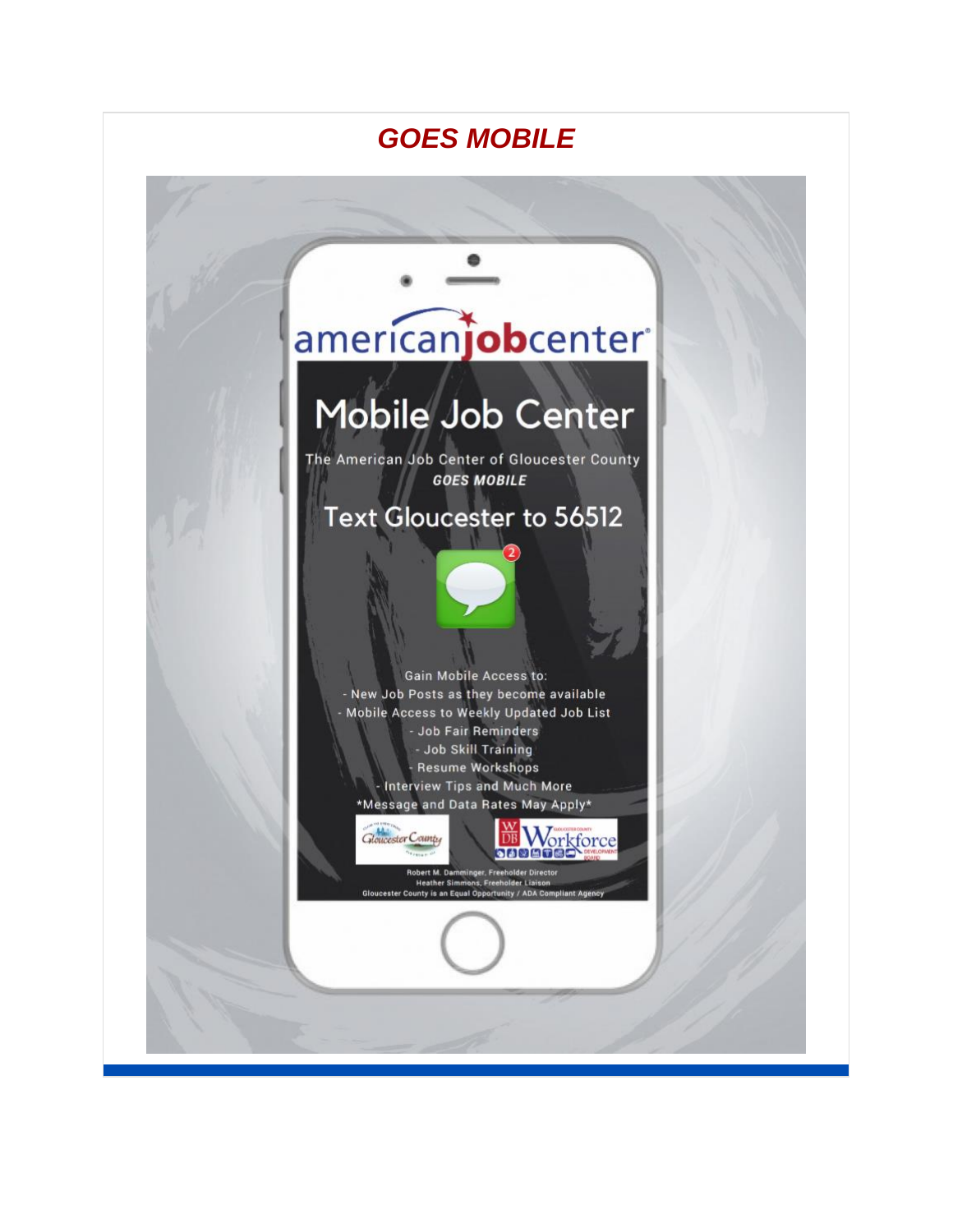## *GOES MOBILE*

americanjobcenter®

# Mobile Job Center

The American Job Center of Gloucester County
***GOES MOBILE***

## Text Gloucester to 56512

Gain Mobile Access to:
- New Job Posts as they become available
- Mobile Access to Weekly Updated Job List
- Job Fair Reminders
- Job Skill Training
- Resume Workshops
- Interview Tips and Much More

*Message and Data Rates May Apply*

Gloucester County

WDB Workforce Gloucester County Development Board

Robert M. Damminger, Freeholder Director
Heather Simmons, Freeholder Liaison
Gloucester County is an Equal Opportunity / ADA Compliant Agency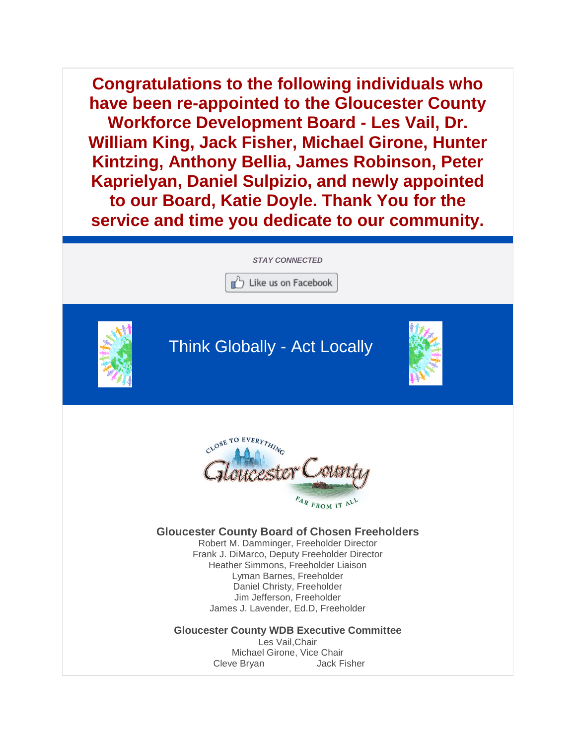**Congratulations to the following individuals who have been re-appointed to the Gloucester County Workforce Development Board - Les Vail, Dr. William King, Jack Fisher, Michael Girone, Hunter Kintzing, Anthony Bellia, James Robinson, Peter Kaprielyan, Daniel Sulpizio, and newly appointed to our Board, Katie Doyle. Thank You for the service and time you dedicate to our community.**

***STAY CONNECTED***

Like us on Facebook

Think Globally - Act Locally

**Gloucester County Board of Chosen Freeholders**

Robert M. Damminger, Freeholder Director
Frank J. DiMarco, Deputy Freeholder Director
Heather Simmons, Freeholder Liaison
Lyman Barnes, Freeholder
Daniel Christy, Freeholder
Jim Jefferson, Freeholder
James J. Lavender, Ed.D, Freeholder

**Gloucester County WDB Executive Committee**

Les Vail, Chair
Michael Girone, Vice Chair
Cleve Bryan
Jack Fisher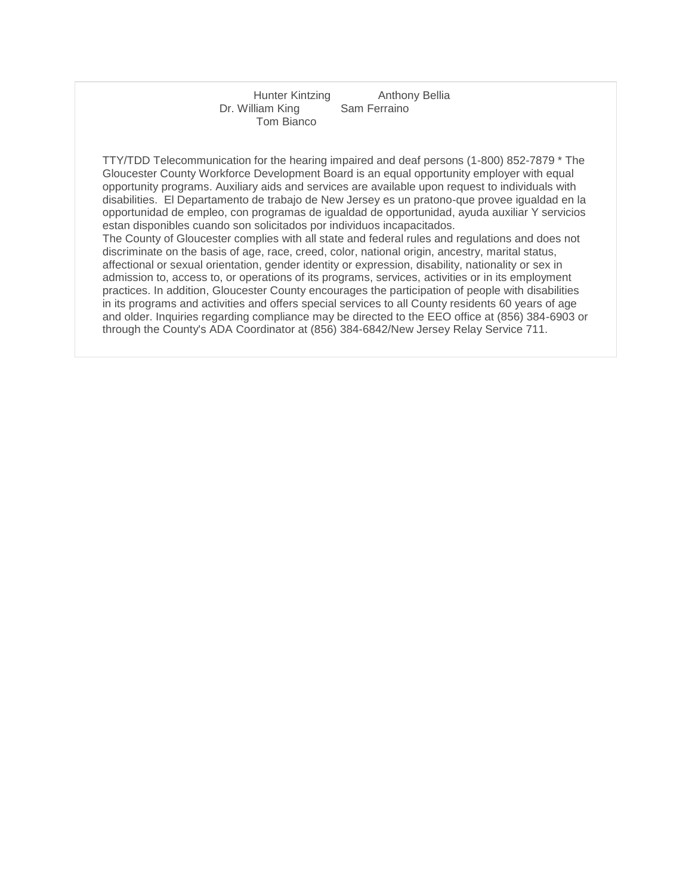Hunter Kintzing Anthony Bellia
Dr. William King Sam Ferraino
Tom Bianco

TTY/TDD Telecommunication for the hearing impaired and deaf persons (1-800) 852-7879 * The Gloucester County Workforce Development Board is an equal opportunity employer with equal opportunity programs. Auxiliary aids and services are available upon request to individuals with disabilities. El Departamento de trabajo de New Jersey es un pratono-que provee igualdad en la opportunidad de empleo, con programas de igualdad de opportunidad, ayuda auxiliar Y servicios estan disponibles cuando son solicitados por individuos incapacitados.
The County of Gloucester complies with all state and federal rules and regulations and does not discriminate on the basis of age, race, creed, color, national origin, ancestry, marital status, affectional or sexual orientation, gender identity or expression, disability, nationality or sex in admission to, access to, or operations of its programs, services, activities or in its employment practices. In addition, Gloucester County encourages the participation of people with disabilities in its programs and activities and offers special services to all County residents 60 years of age and older. Inquiries regarding compliance may be directed to the EEO office at (856) 384-6903 or through the County's ADA Coordinator at (856) 384-6842/New Jersey Relay Service 711.